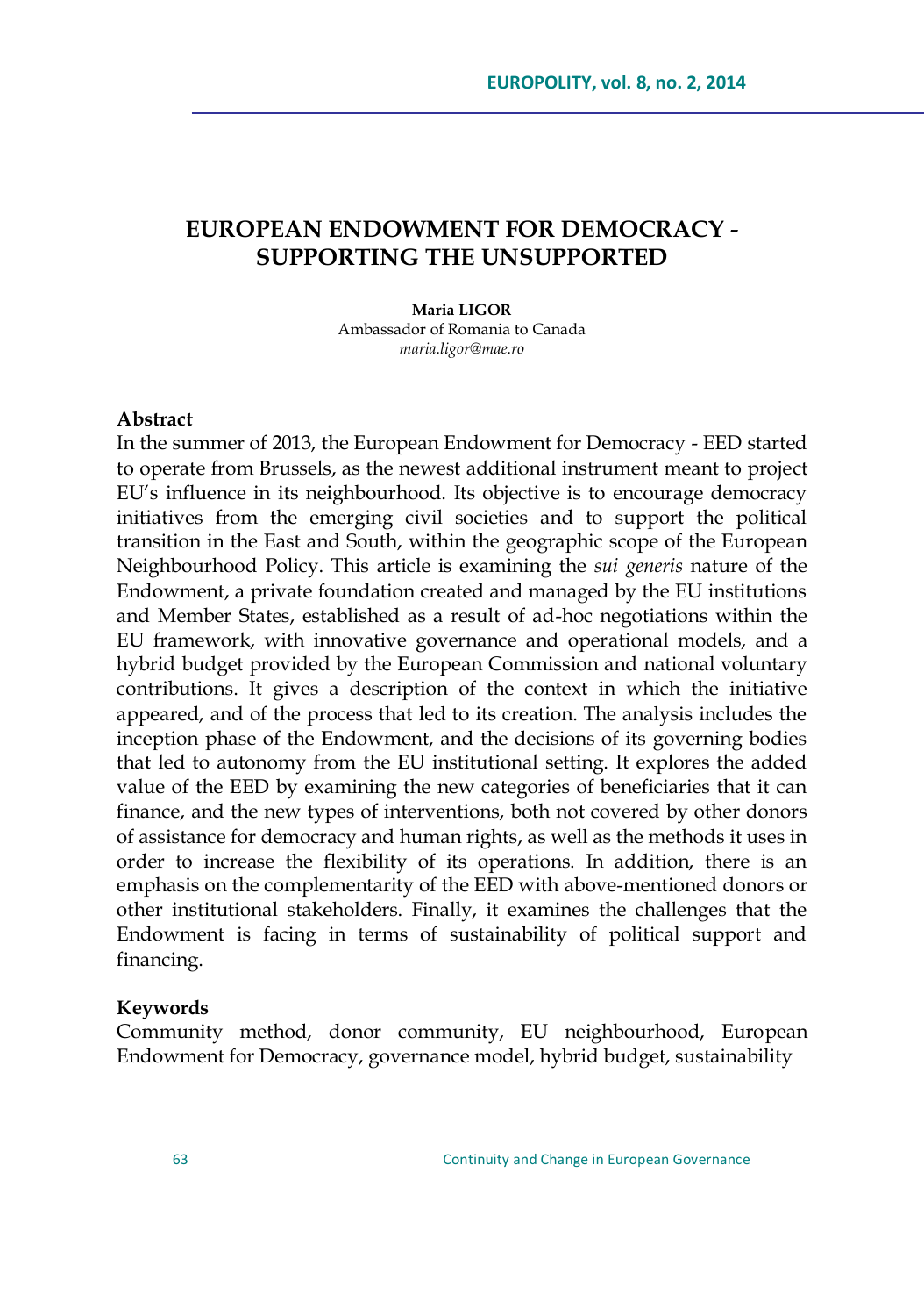# EUROPEAN ENDOWMENT FOR DEMOCRACY - SUPPORTING THE UNSUPPORTED

**Maria LIGOR**
Ambassador of Romania to Canada
*maria.ligor@mae.ro*

### Abstract

In the summer of 2013, the European Endowment for Democracy - EED started to operate from Brussels, as the newest additional instrument meant to project EU's influence in its neighbourhood. Its objective is to encourage democracy initiatives from the emerging civil societies and to support the political transition in the East and South, within the geographic scope of the European Neighbourhood Policy. This article is examining the *sui generis* nature of the Endowment, a private foundation created and managed by the EU institutions and Member States, established as a result of ad-hoc negotiations within the EU framework, with innovative governance and operational models, and a hybrid budget provided by the European Commission and national voluntary contributions. It gives a description of the context in which the initiative appeared, and of the process that led to its creation. The analysis includes the inception phase of the Endowment, and the decisions of its governing bodies that led to autonomy from the EU institutional setting. It explores the added value of the EED by examining the new categories of beneficiaries that it can finance, and the new types of interventions, both not covered by other donors of assistance for democracy and human rights, as well as the methods it uses in order to increase the flexibility of its operations. In addition, there is an emphasis on the complementarity of the EED with above-mentioned donors or other institutional stakeholders. Finally, it examines the challenges that the Endowment is facing in terms of sustainability of political support and financing.

### Keywords

Community method, donor community, EU neighbourhood, European Endowment for Democracy, governance model, hybrid budget, sustainability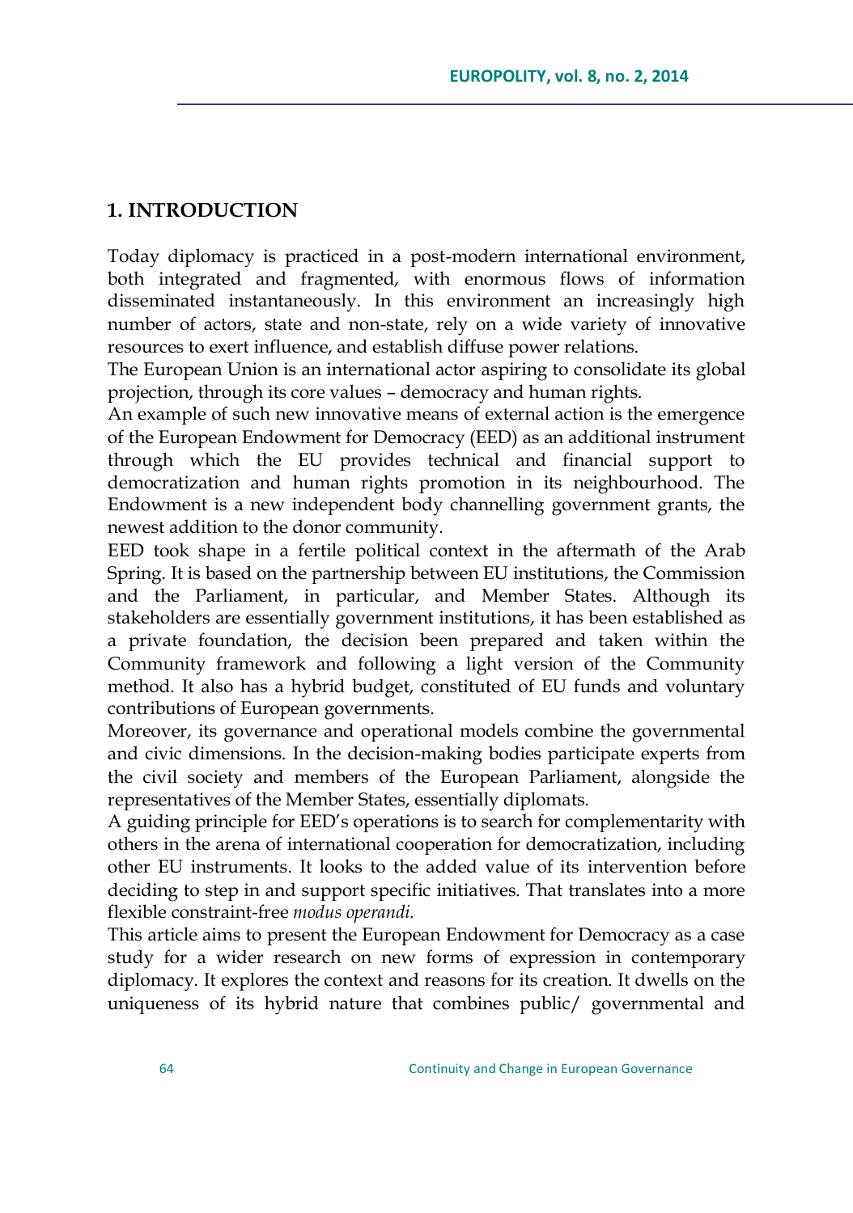## 1. INTRODUCTION

Today diplomacy is practiced in a post-modern international environment, both integrated and fragmented, with enormous flows of information disseminated instantaneously. In this environment an increasingly high number of actors, state and non-state, rely on a wide variety of innovative resources to exert influence, and establish diffuse power relations.

The European Union is an international actor aspiring to consolidate its global projection, through its core values – democracy and human rights.

An example of such new innovative means of external action is the emergence of the European Endowment for Democracy (EED) as an additional instrument through which the EU provides technical and financial support to democratization and human rights promotion in its neighbourhood. The Endowment is a new independent body channelling government grants, the newest addition to the donor community.

EED took shape in a fertile political context in the aftermath of the Arab Spring. It is based on the partnership between EU institutions, the Commission and the Parliament, in particular, and Member States. Although its stakeholders are essentially government institutions, it has been established as a private foundation, the decision been prepared and taken within the Community framework and following a light version of the Community method. It also has a hybrid budget, constituted of EU funds and voluntary contributions of European governments.

Moreover, its governance and operational models combine the governmental and civic dimensions. In the decision-making bodies participate experts from the civil society and members of the European Parliament, alongside the representatives of the Member States, essentially diplomats.

A guiding principle for EED's operations is to search for complementarity with others in the arena of international cooperation for democratization, including other EU instruments. It looks to the added value of its intervention before deciding to step in and support specific initiatives. That translates into a more flexible constraint-free *modus operandi.*

This article aims to present the European Endowment for Democracy as a case study for a wider research on new forms of expression in contemporary diplomacy. It explores the context and reasons for its creation. It dwells on the uniqueness of its hybrid nature that combines public/ governmental and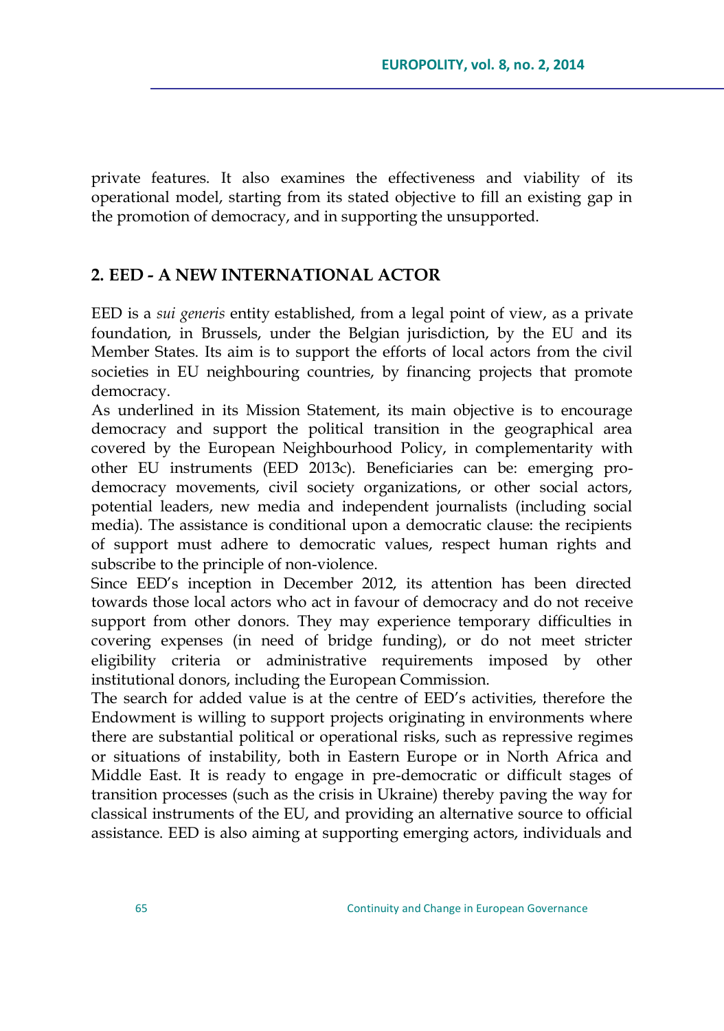private features. It also examines the effectiveness and viability of its operational model, starting from its stated objective to fill an existing gap in the promotion of democracy, and in supporting the unsupported.

## 2. EED - A NEW INTERNATIONAL ACTOR

EED is a *sui generis* entity established, from a legal point of view, as a private foundation, in Brussels, under the Belgian jurisdiction, by the EU and its Member States. Its aim is to support the efforts of local actors from the civil societies in EU neighbouring countries, by financing projects that promote democracy.

As underlined in its Mission Statement, its main objective is to encourage democracy and support the political transition in the geographical area covered by the European Neighbourhood Policy, in complementarity with other EU instruments (EED 2013c). Beneficiaries can be: emerging pro-democracy movements, civil society organizations, or other social actors, potential leaders, new media and independent journalists (including social media). The assistance is conditional upon a democratic clause: the recipients of support must adhere to democratic values, respect human rights and subscribe to the principle of non-violence.

Since EED's inception in December 2012, its attention has been directed towards those local actors who act in favour of democracy and do not receive support from other donors. They may experience temporary difficulties in covering expenses (in need of bridge funding), or do not meet stricter eligibility criteria or administrative requirements imposed by other institutional donors, including the European Commission.

The search for added value is at the centre of EED's activities, therefore the Endowment is willing to support projects originating in environments where there are substantial political or operational risks, such as repressive regimes or situations of instability, both in Eastern Europe or in North Africa and Middle East. It is ready to engage in pre-democratic or difficult stages of transition processes (such as the crisis in Ukraine) thereby paving the way for classical instruments of the EU, and providing an alternative source to official assistance. EED is also aiming at supporting emerging actors, individuals and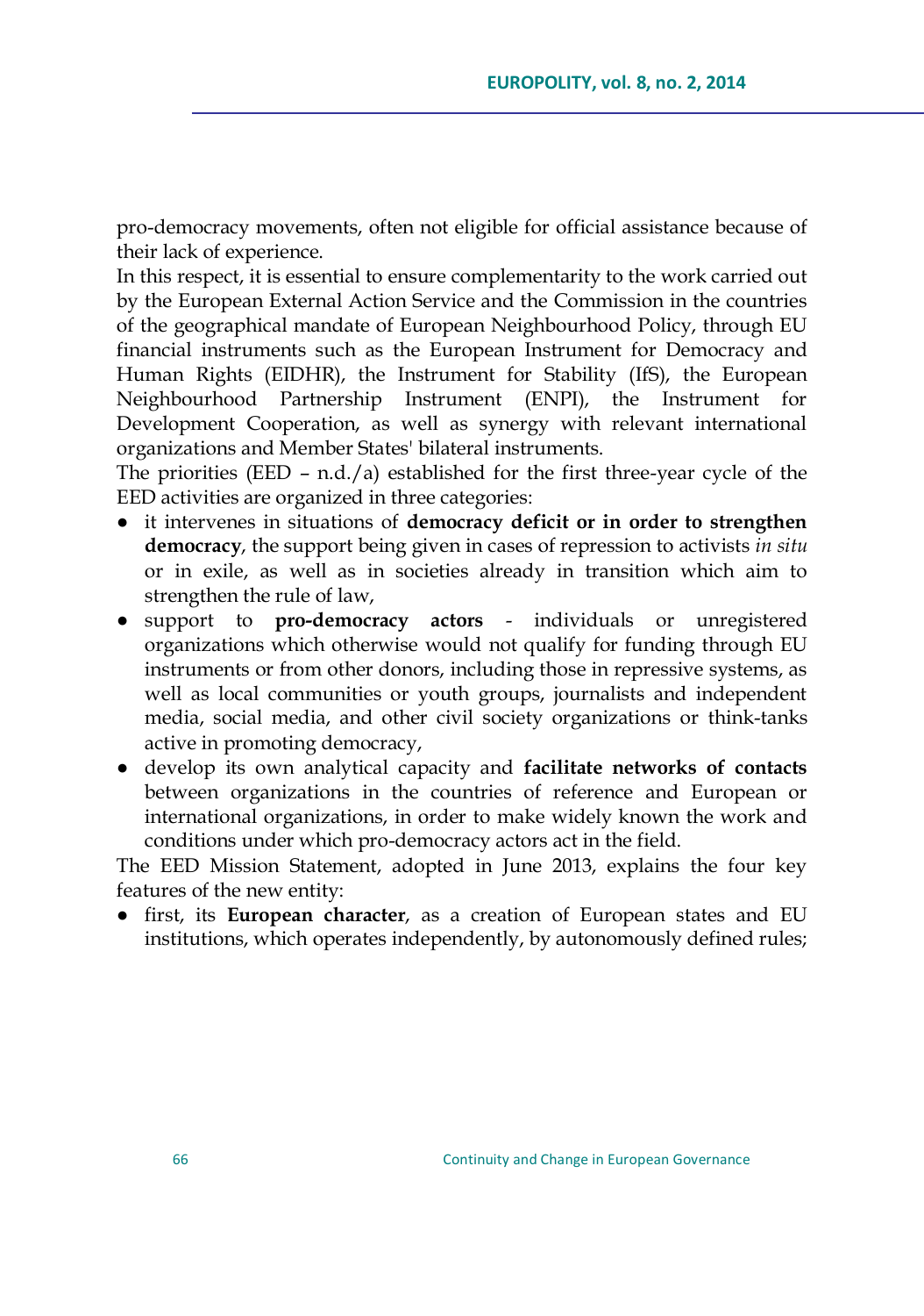pro-democracy movements, often not eligible for official assistance because of their lack of experience.

In this respect, it is essential to ensure complementarity to the work carried out by the European External Action Service and the Commission in the countries of the geographical mandate of European Neighbourhood Policy, through EU financial instruments such as the European Instrument for Democracy and Human Rights (EIDHR), the Instrument for Stability (IfS), the European Neighbourhood Partnership Instrument (ENPI), the Instrument for Development Cooperation, as well as synergy with relevant international organizations and Member States' bilateral instruments.

The priorities (EED – n.d./a) established for the first three-year cycle of the EED activities are organized in three categories:

- it intervenes in situations of **democracy deficit or in order to strengthen democracy**, the support being given in cases of repression to activists *in situ* or in exile, as well as in societies already in transition which aim to strengthen the rule of law,
- support to **pro-democracy actors** - individuals or unregistered organizations which otherwise would not qualify for funding through EU instruments or from other donors, including those in repressive systems, as well as local communities or youth groups, journalists and independent media, social media, and other civil society organizations or think-tanks active in promoting democracy,
- develop its own analytical capacity and **facilitate networks of contacts** between organizations in the countries of reference and European or international organizations, in order to make widely known the work and conditions under which pro-democracy actors act in the field.

The EED Mission Statement, adopted in June 2013, explains the four key features of the new entity:

- first, its **European character**, as a creation of European states and EU institutions, which operates independently, by autonomously defined rules;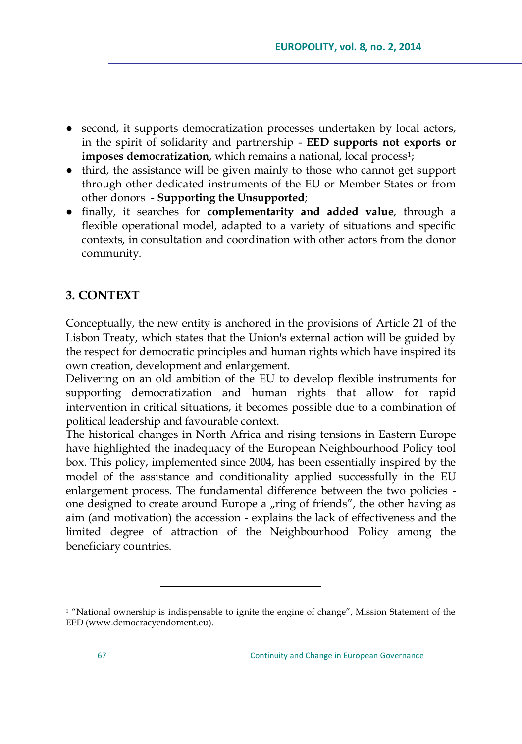- second, it supports democratization processes undertaken by local actors, in the spirit of solidarity and partnership - **EED supports not exports or imposes democratization**, which remains a national, local process[1];
- third, the assistance will be given mainly to those who cannot get support through other dedicated instruments of the EU or Member States or from other donors - **Supporting the Unsupported**;
- finally, it searches for **complementarity and added value**, through a flexible operational model, adapted to a variety of situations and specific contexts, in consultation and coordination with other actors from the donor community.

## 3. CONTEXT

Conceptually, the new entity is anchored in the provisions of Article 21 of the Lisbon Treaty, which states that the Union's external action will be guided by the respect for democratic principles and human rights which have inspired its own creation, development and enlargement.

Delivering on an old ambition of the EU to develop flexible instruments for supporting democratization and human rights that allow for rapid intervention in critical situations, it becomes possible due to a combination of political leadership and favourable context.

The historical changes in North Africa and rising tensions in Eastern Europe have highlighted the inadequacy of the European Neighbourhood Policy tool box. This policy, implemented since 2004, has been essentially inspired by the model of the assistance and conditionality applied successfully in the EU enlargement process. The fundamental difference between the two policies - one designed to create around Europe a „ring of friends", the other having as aim (and motivation) the accession - explains the lack of effectiveness and the limited degree of attraction of the Neighbourhood Policy among the beneficiary countries.

---

[1] "National ownership is indispensable to ignite the engine of change", Mission Statement of the EED (www.democracyendoment.eu).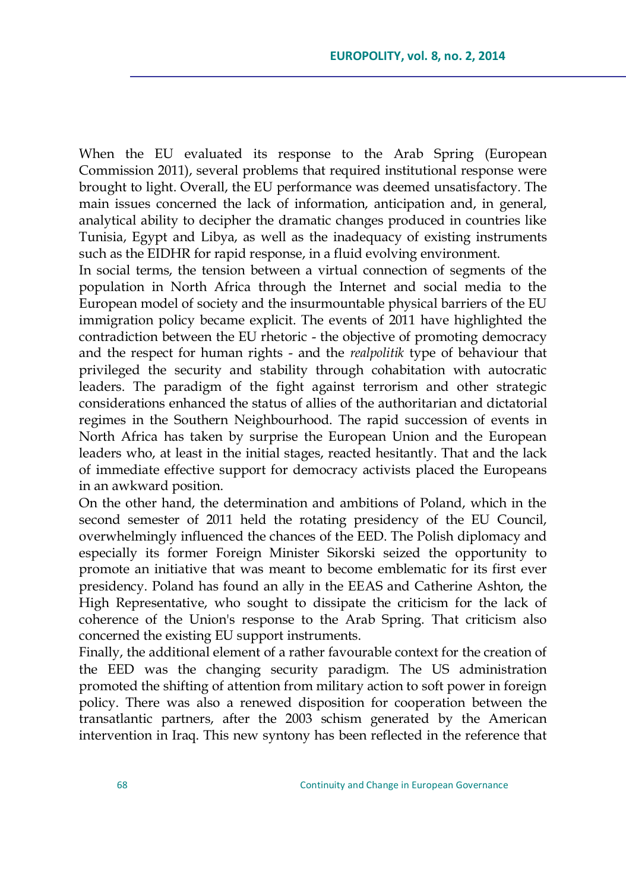When the EU evaluated its response to the Arab Spring (European Commission 2011), several problems that required institutional response were brought to light. Overall, the EU performance was deemed unsatisfactory. The main issues concerned the lack of information, anticipation and, in general, analytical ability to decipher the dramatic changes produced in countries like Tunisia, Egypt and Libya, as well as the inadequacy of existing instruments such as the EIDHR for rapid response, in a fluid evolving environment.

In social terms, the tension between a virtual connection of segments of the population in North Africa through the Internet and social media to the European model of society and the insurmountable physical barriers of the EU immigration policy became explicit. The events of 2011 have highlighted the contradiction between the EU rhetoric - the objective of promoting democracy and the respect for human rights - and the *realpolitik* type of behaviour that privileged the security and stability through cohabitation with autocratic leaders. The paradigm of the fight against terrorism and other strategic considerations enhanced the status of allies of the authoritarian and dictatorial regimes in the Southern Neighbourhood. The rapid succession of events in North Africa has taken by surprise the European Union and the European leaders who, at least in the initial stages, reacted hesitantly. That and the lack of immediate effective support for democracy activists placed the Europeans in an awkward position.

On the other hand, the determination and ambitions of Poland, which in the second semester of 2011 held the rotating presidency of the EU Council, overwhelmingly influenced the chances of the EED. The Polish diplomacy and especially its former Foreign Minister Sikorski seized the opportunity to promote an initiative that was meant to become emblematic for its first ever presidency. Poland has found an ally in the EEAS and Catherine Ashton, the High Representative, who sought to dissipate the criticism for the lack of coherence of the Union's response to the Arab Spring. That criticism also concerned the existing EU support instruments.

Finally, the additional element of a rather favourable context for the creation of the EED was the changing security paradigm. The US administration promoted the shifting of attention from military action to soft power in foreign policy. There was also a renewed disposition for cooperation between the transatlantic partners, after the 2003 schism generated by the American intervention in Iraq. This new syntony has been reflected in the reference that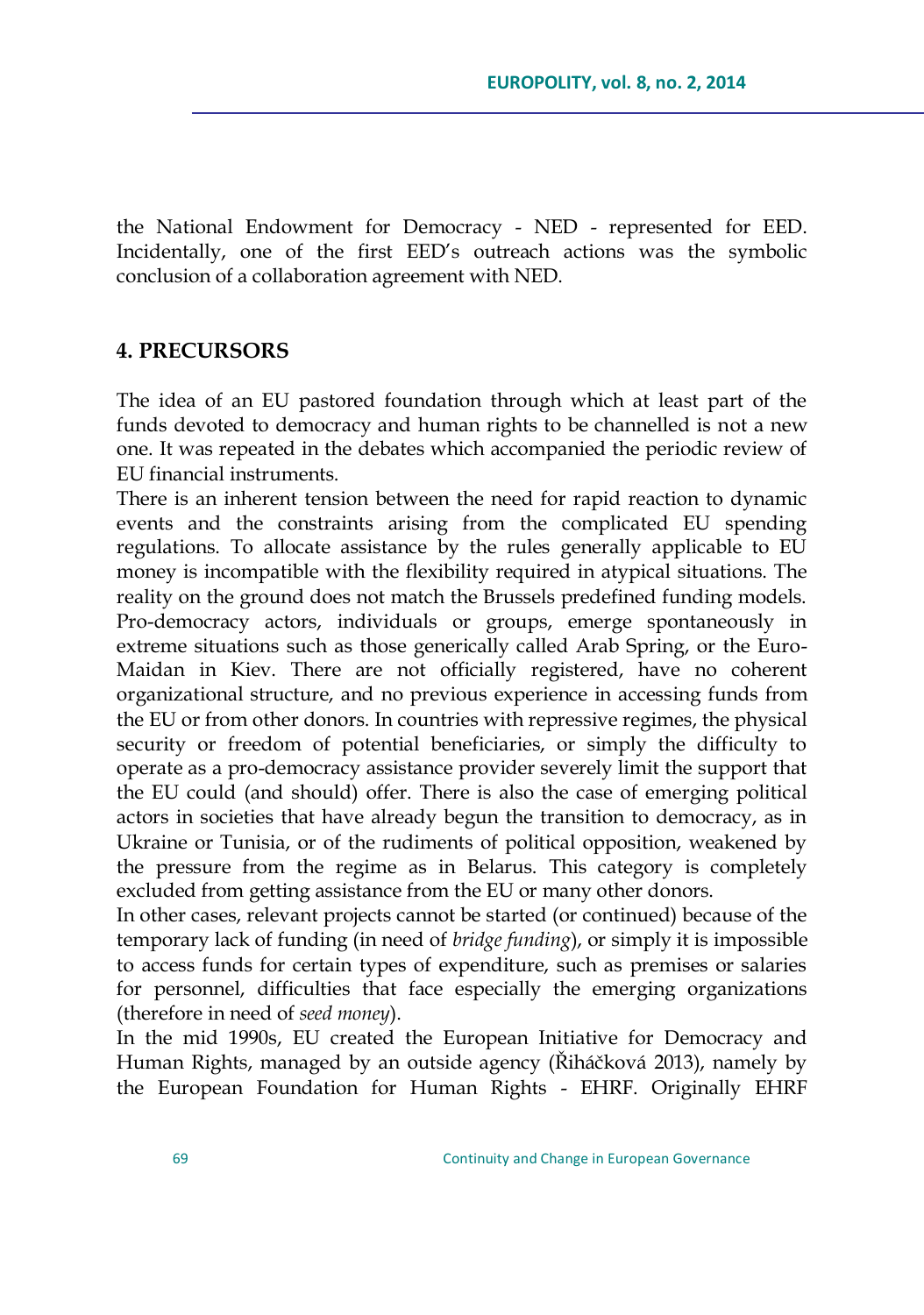the National Endowment for Democracy - NED - represented for EED. Incidentally, one of the first EED's outreach actions was the symbolic conclusion of a collaboration agreement with NED.

## 4. PRECURSORS

The idea of an EU pastored foundation through which at least part of the funds devoted to democracy and human rights to be channelled is not a new one. It was repeated in the debates which accompanied the periodic review of EU financial instruments.

There is an inherent tension between the need for rapid reaction to dynamic events and the constraints arising from the complicated EU spending regulations. To allocate assistance by the rules generally applicable to EU money is incompatible with the flexibility required in atypical situations. The reality on the ground does not match the Brussels predefined funding models. Pro-democracy actors, individuals or groups, emerge spontaneously in extreme situations such as those generically called Arab Spring, or the Euro-Maidan in Kiev. There are not officially registered, have no coherent organizational structure, and no previous experience in accessing funds from the EU or from other donors. In countries with repressive regimes, the physical security or freedom of potential beneficiaries, or simply the difficulty to operate as a pro-democracy assistance provider severely limit the support that the EU could (and should) offer. There is also the case of emerging political actors in societies that have already begun the transition to democracy, as in Ukraine or Tunisia, or of the rudiments of political opposition, weakened by the pressure from the regime as in Belarus. This category is completely excluded from getting assistance from the EU or many other donors.

In other cases, relevant projects cannot be started (or continued) because of the temporary lack of funding (in need of *bridge funding*), or simply it is impossible to access funds for certain types of expenditure, such as premises or salaries for personnel, difficulties that face especially the emerging organizations (therefore in need of *seed money*).

In the mid 1990s, EU created the European Initiative for Democracy and Human Rights, managed by an outside agency (Řiháčková 2013), namely by the European Foundation for Human Rights - EHRF. Originally EHRF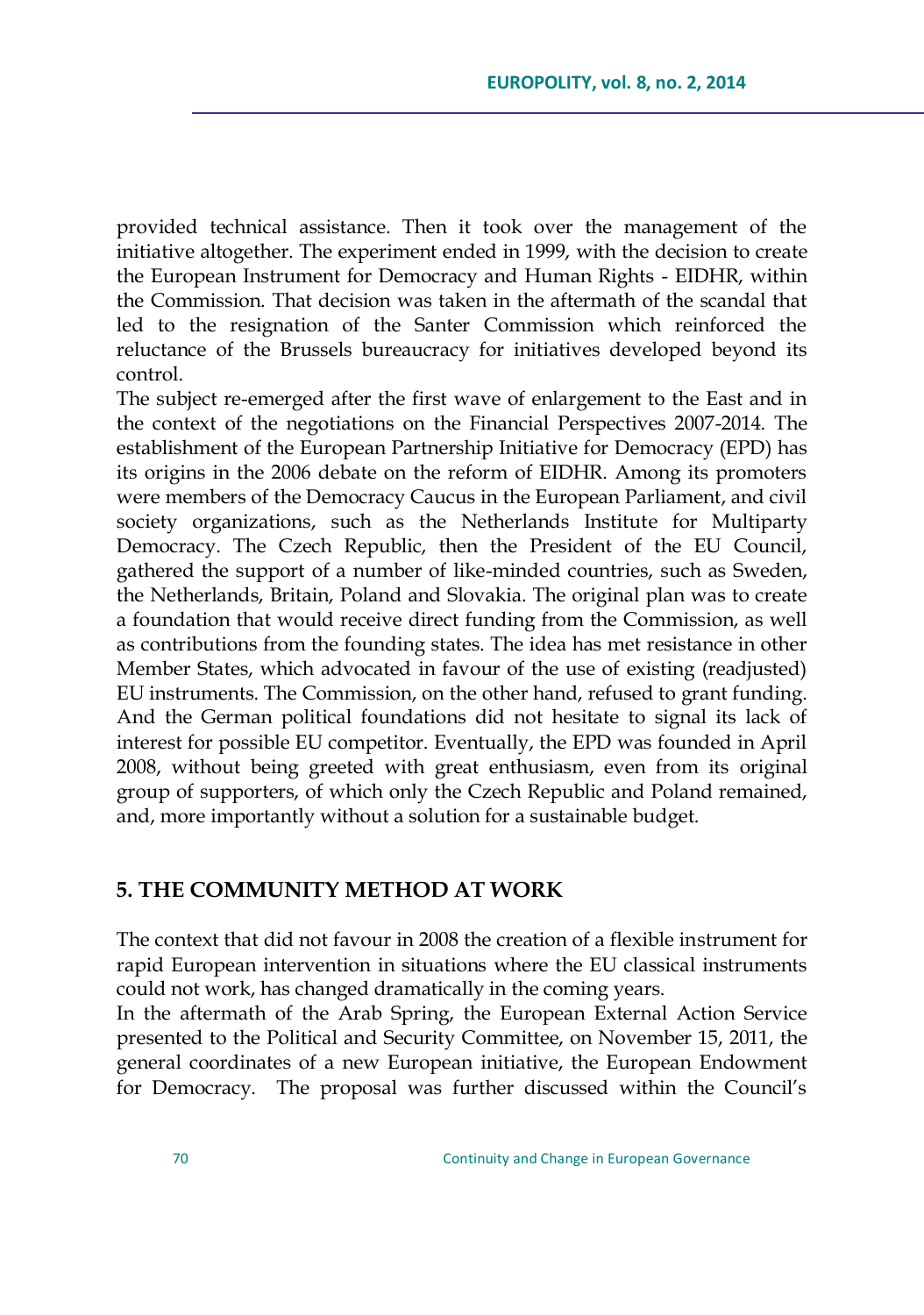provided technical assistance. Then it took over the management of the initiative altogether. The experiment ended in 1999, with the decision to create the European Instrument for Democracy and Human Rights - EIDHR, within the Commission. That decision was taken in the aftermath of the scandal that led to the resignation of the Santer Commission which reinforced the reluctance of the Brussels bureaucracy for initiatives developed beyond its control.

The subject re-emerged after the first wave of enlargement to the East and in the context of the negotiations on the Financial Perspectives 2007-2014. The establishment of the European Partnership Initiative for Democracy (EPD) has its origins in the 2006 debate on the reform of EIDHR. Among its promoters were members of the Democracy Caucus in the European Parliament, and civil society organizations, such as the Netherlands Institute for Multiparty Democracy. The Czech Republic, then the President of the EU Council, gathered the support of a number of like-minded countries, such as Sweden, the Netherlands, Britain, Poland and Slovakia. The original plan was to create a foundation that would receive direct funding from the Commission, as well as contributions from the founding states. The idea has met resistance in other Member States, which advocated in favour of the use of existing (readjusted) EU instruments. The Commission, on the other hand, refused to grant funding. And the German political foundations did not hesitate to signal its lack of interest for possible EU competitor. Eventually, the EPD was founded in April 2008, without being greeted with great enthusiasm, even from its original group of supporters, of which only the Czech Republic and Poland remained, and, more importantly without a solution for a sustainable budget.

## 5. THE COMMUNITY METHOD AT WORK

The context that did not favour in 2008 the creation of a flexible instrument for rapid European intervention in situations where the EU classical instruments could not work, has changed dramatically in the coming years.

In the aftermath of the Arab Spring, the European External Action Service presented to the Political and Security Committee, on November 15, 2011, the general coordinates of a new European initiative, the European Endowment for Democracy. The proposal was further discussed within the Council's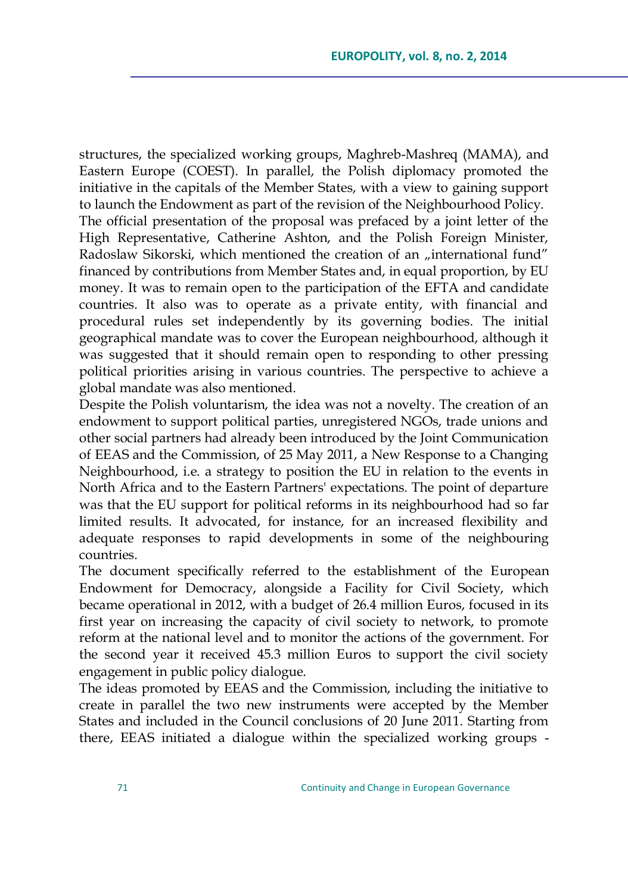structures, the specialized working groups, Maghreb-Mashreq (MAMA), and Eastern Europe (COEST). In parallel, the Polish diplomacy promoted the initiative in the capitals of the Member States, with a view to gaining support to launch the Endowment as part of the revision of the Neighbourhood Policy.

The official presentation of the proposal was prefaced by a joint letter of the High Representative, Catherine Ashton, and the Polish Foreign Minister, Radoslaw Sikorski, which mentioned the creation of an „international fund" financed by contributions from Member States and, in equal proportion, by EU money. It was to remain open to the participation of the EFTA and candidate countries. It also was to operate as a private entity, with financial and procedural rules set independently by its governing bodies. The initial geographical mandate was to cover the European neighbourhood, although it was suggested that it should remain open to responding to other pressing political priorities arising in various countries. The perspective to achieve a global mandate was also mentioned.

Despite the Polish voluntarism, the idea was not a novelty. The creation of an endowment to support political parties, unregistered NGOs, trade unions and other social partners had already been introduced by the Joint Communication of EEAS and the Commission, of 25 May 2011, a New Response to a Changing Neighbourhood, i.e. a strategy to position the EU in relation to the events in North Africa and to the Eastern Partners' expectations. The point of departure was that the EU support for political reforms in its neighbourhood had so far limited results. It advocated, for instance, for an increased flexibility and adequate responses to rapid developments in some of the neighbouring countries.

The document specifically referred to the establishment of the European Endowment for Democracy, alongside a Facility for Civil Society, which became operational in 2012, with a budget of 26.4 million Euros, focused in its first year on increasing the capacity of civil society to network, to promote reform at the national level and to monitor the actions of the government. For the second year it received 45.3 million Euros to support the civil society engagement in public policy dialogue.

The ideas promoted by EEAS and the Commission, including the initiative to create in parallel the two new instruments were accepted by the Member States and included in the Council conclusions of 20 June 2011. Starting from there, EEAS initiated a dialogue within the specialized working groups -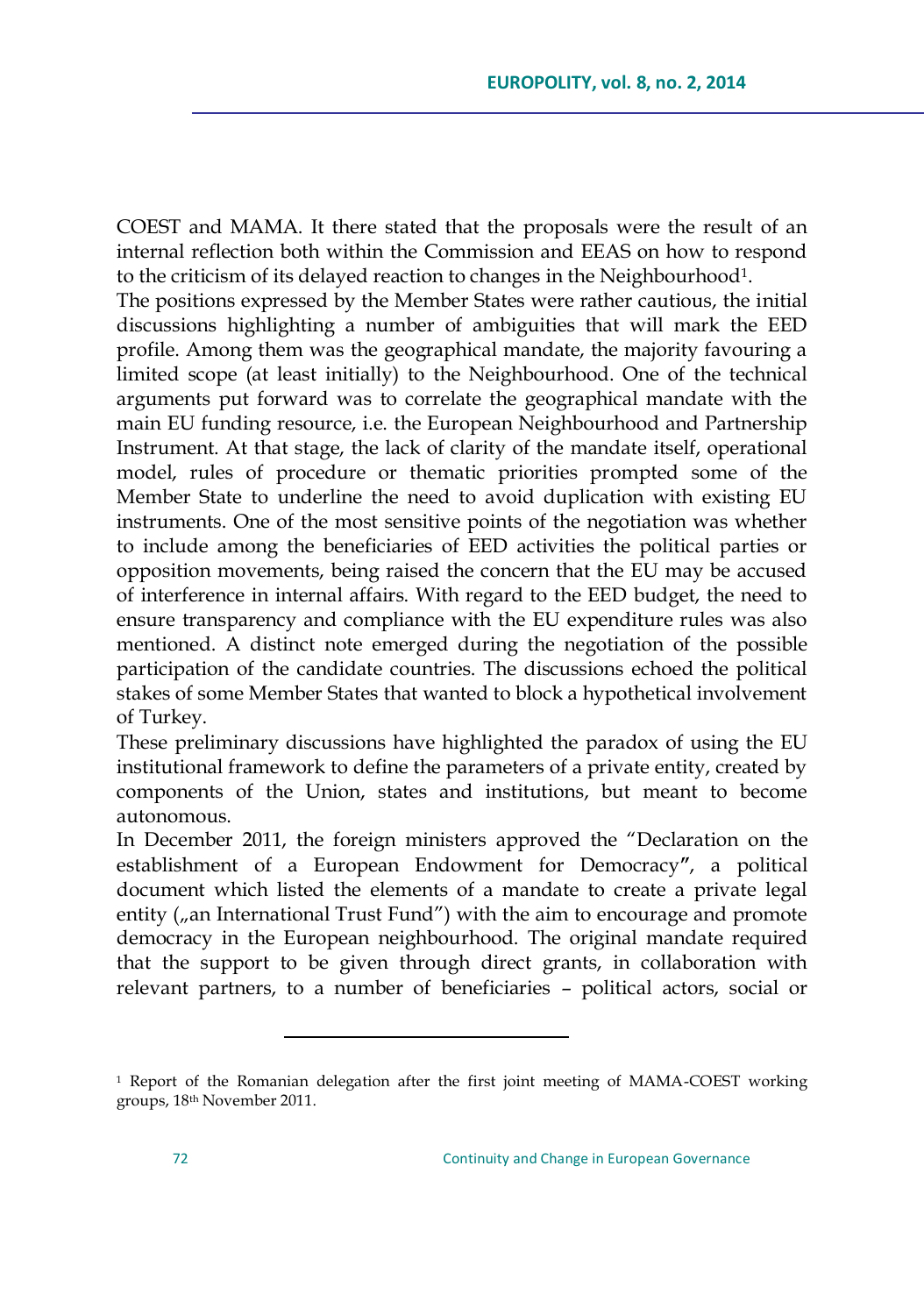COEST and MAMA. It there stated that the proposals were the result of an internal reflection both within the Commission and EEAS on how to respond to the criticism of its delayed reaction to changes in the Neighbourhood[1].

The positions expressed by the Member States were rather cautious, the initial discussions highlighting a number of ambiguities that will mark the EED profile. Among them was the geographical mandate, the majority favouring a limited scope (at least initially) to the Neighbourhood. One of the technical arguments put forward was to correlate the geographical mandate with the main EU funding resource, i.e. the European Neighbourhood and Partnership Instrument. At that stage, the lack of clarity of the mandate itself, operational model, rules of procedure or thematic priorities prompted some of the Member State to underline the need to avoid duplication with existing EU instruments. One of the most sensitive points of the negotiation was whether to include among the beneficiaries of EED activities the political parties or opposition movements, being raised the concern that the EU may be accused of interference in internal affairs. With regard to the EED budget, the need to ensure transparency and compliance with the EU expenditure rules was also mentioned. A distinct note emerged during the negotiation of the possible participation of the candidate countries. The discussions echoed the political stakes of some Member States that wanted to block a hypothetical involvement of Turkey.

These preliminary discussions have highlighted the paradox of using the EU institutional framework to define the parameters of a private entity, created by components of the Union, states and institutions, but meant to become autonomous.

In December 2011, the foreign ministers approved the "Declaration on the establishment of a European Endowment for Democracy", a political document which listed the elements of a mandate to create a private legal entity („an International Trust Fund") with the aim to encourage and promote democracy in the European neighbourhood. The original mandate required that the support to be given through direct grants, in collaboration with relevant partners, to a number of beneficiaries – political actors, social or

---

[1] Report of the Romanian delegation after the first joint meeting of MAMA-COEST working groups, 18th November 2011.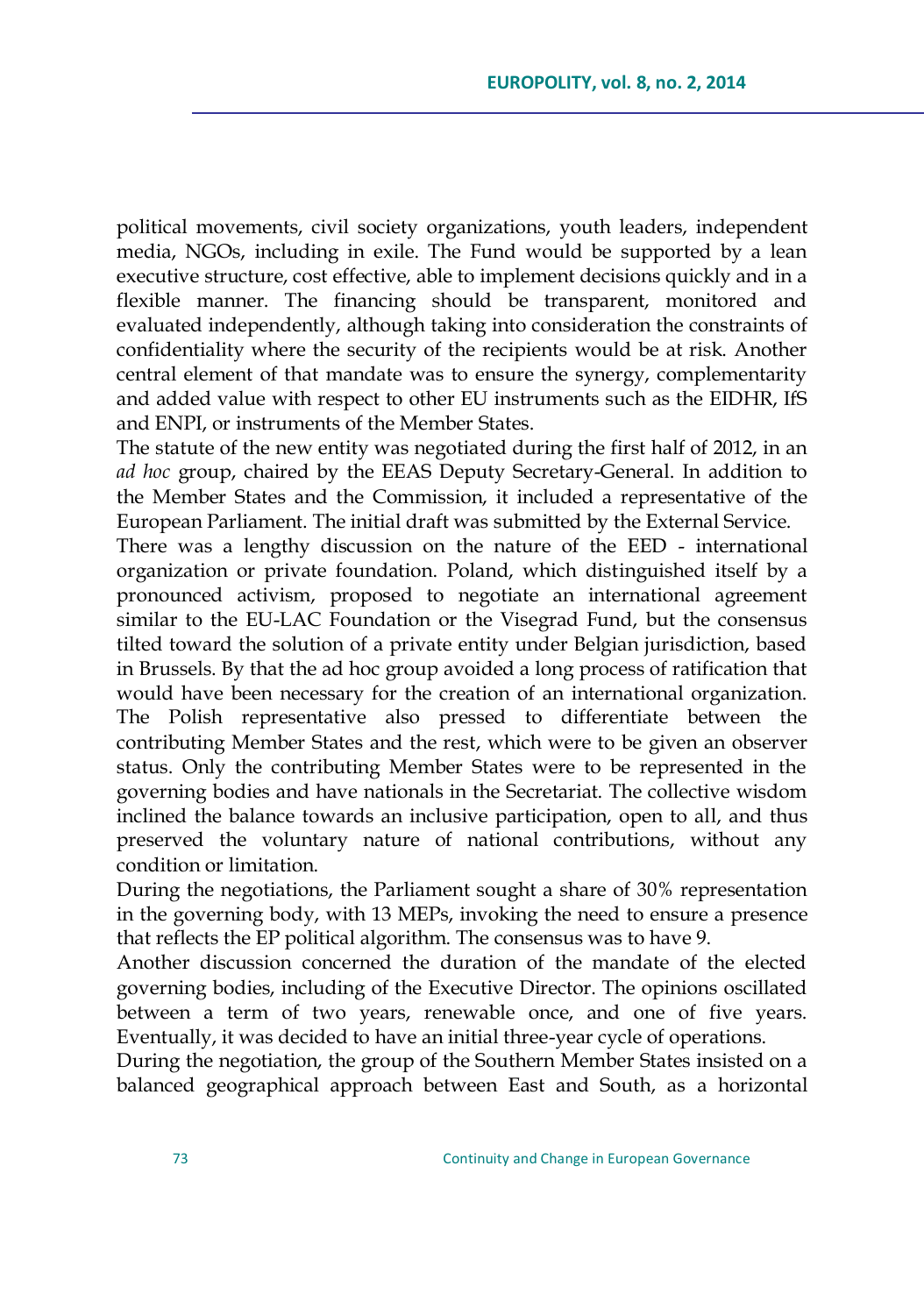political movements, civil society organizations, youth leaders, independent media, NGOs, including in exile. The Fund would be supported by a lean executive structure, cost effective, able to implement decisions quickly and in a flexible manner. The financing should be transparent, monitored and evaluated independently, although taking into consideration the constraints of confidentiality where the security of the recipients would be at risk. Another central element of that mandate was to ensure the synergy, complementarity and added value with respect to other EU instruments such as the EIDHR, IfS and ENPI, or instruments of the Member States.

The statute of the new entity was negotiated during the first half of 2012, in an *ad hoc* group, chaired by the EEAS Deputy Secretary-General. In addition to the Member States and the Commission, it included a representative of the European Parliament. The initial draft was submitted by the External Service.

There was a lengthy discussion on the nature of the EED - international organization or private foundation. Poland, which distinguished itself by a pronounced activism, proposed to negotiate an international agreement similar to the EU-LAC Foundation or the Visegrad Fund, but the consensus tilted toward the solution of a private entity under Belgian jurisdiction, based in Brussels. By that the ad hoc group avoided a long process of ratification that would have been necessary for the creation of an international organization. The Polish representative also pressed to differentiate between the contributing Member States and the rest, which were to be given an observer status. Only the contributing Member States were to be represented in the governing bodies and have nationals in the Secretariat. The collective wisdom inclined the balance towards an inclusive participation, open to all, and thus preserved the voluntary nature of national contributions, without any condition or limitation.

During the negotiations, the Parliament sought a share of 30% representation in the governing body, with 13 MEPs, invoking the need to ensure a presence that reflects the EP political algorithm. The consensus was to have 9.

Another discussion concerned the duration of the mandate of the elected governing bodies, including of the Executive Director. The opinions oscillated between a term of two years, renewable once, and one of five years. Eventually, it was decided to have an initial three-year cycle of operations.

During the negotiation, the group of the Southern Member States insisted on a balanced geographical approach between East and South, as a horizontal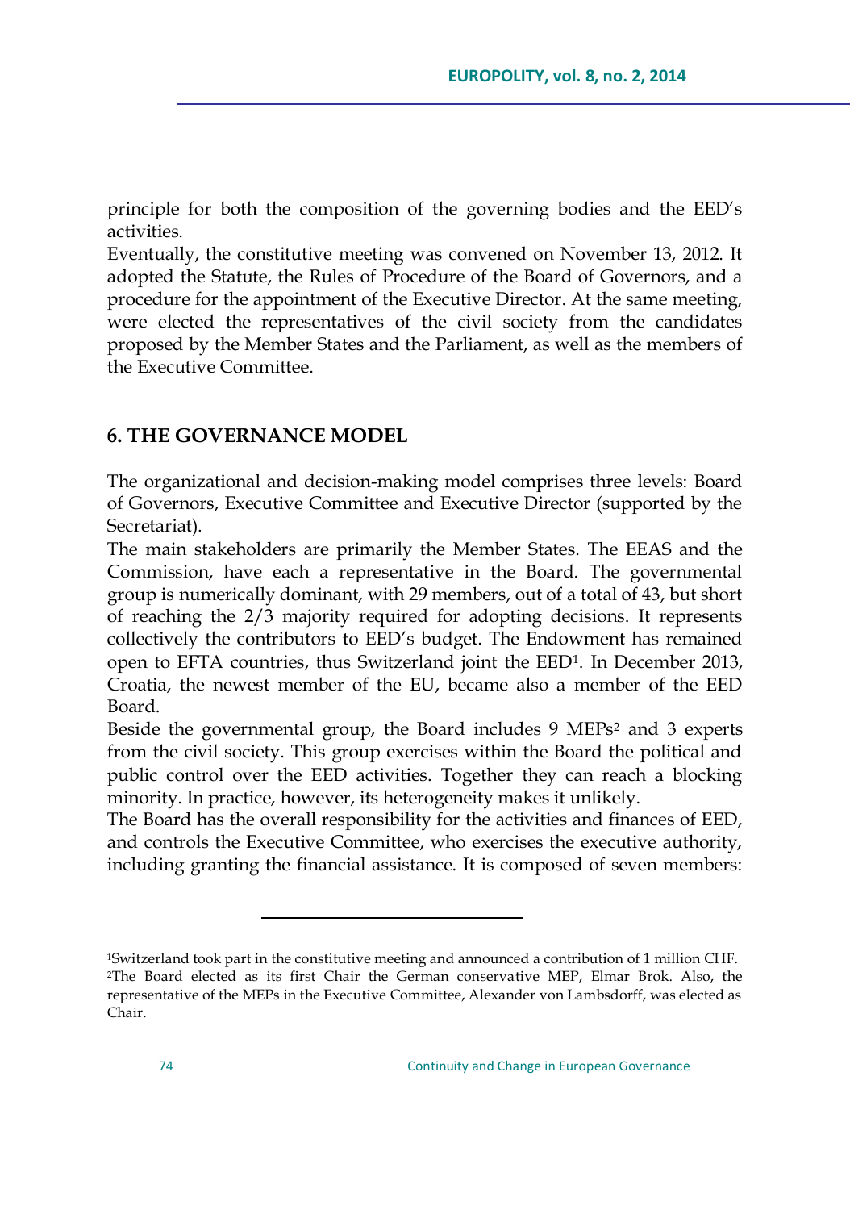principle for both the composition of the governing bodies and the EED's activities.

Eventually, the constitutive meeting was convened on November 13, 2012. It adopted the Statute, the Rules of Procedure of the Board of Governors, and a procedure for the appointment of the Executive Director. At the same meeting, were elected the representatives of the civil society from the candidates proposed by the Member States and the Parliament, as well as the members of the Executive Committee.

## 6. THE GOVERNANCE MODEL

The organizational and decision-making model comprises three levels: Board of Governors, Executive Committee and Executive Director (supported by the Secretariat).

The main stakeholders are primarily the Member States. The EEAS and the Commission, have each a representative in the Board. The governmental group is numerically dominant, with 29 members, out of a total of 43, but short of reaching the 2/3 majority required for adopting decisions. It represents collectively the contributors to EED's budget. The Endowment has remained open to EFTA countries, thus Switzerland joint the EED[1]. In December 2013, Croatia, the newest member of the EU, became also a member of the EED Board.

Beside the governmental group, the Board includes 9 MEPs[2] and 3 experts from the civil society. This group exercises within the Board the political and public control over the EED activities. Together they can reach a blocking minority. In practice, however, its heterogeneity makes it unlikely.

The Board has the overall responsibility for the activities and finances of EED, and controls the Executive Committee, who exercises the executive authority, including granting the financial assistance. It is composed of seven members:

---

[1]Switzerland took part in the constitutive meeting and announced a contribution of 1 million CHF.

[2]The Board elected as its first Chair the German conservative MEP, Elmar Brok. Also, the representative of the MEPs in the Executive Committee, Alexander von Lambsdorff, was elected as Chair.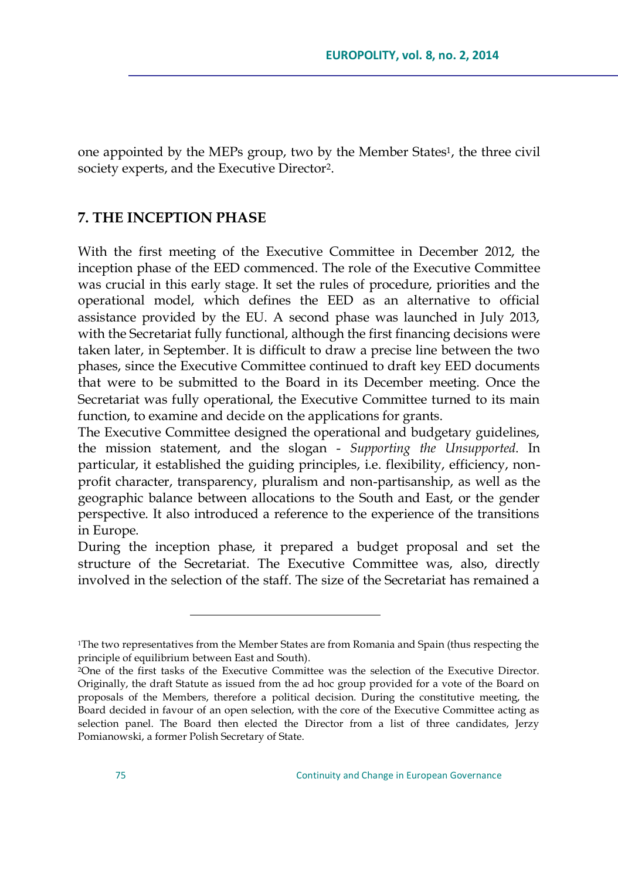one appointed by the MEPs group, two by the Member States[1], the three civil society experts, and the Executive Director[2].

## 7. THE INCEPTION PHASE

With the first meeting of the Executive Committee in December 2012, the inception phase of the EED commenced. The role of the Executive Committee was crucial in this early stage. It set the rules of procedure, priorities and the operational model, which defines the EED as an alternative to official assistance provided by the EU. A second phase was launched in July 2013, with the Secretariat fully functional, although the first financing decisions were taken later, in September. It is difficult to draw a precise line between the two phases, since the Executive Committee continued to draft key EED documents that were to be submitted to the Board in its December meeting. Once the Secretariat was fully operational, the Executive Committee turned to its main function, to examine and decide on the applications for grants.

The Executive Committee designed the operational and budgetary guidelines, the mission statement, and the slogan - *Supporting the Unsupported*. In particular, it established the guiding principles, i.e. flexibility, efficiency, non-profit character, transparency, pluralism and non-partisanship, as well as the geographic balance between allocations to the South and East, or the gender perspective. It also introduced a reference to the experience of the transitions in Europe.

During the inception phase, it prepared a budget proposal and set the structure of the Secretariat. The Executive Committee was, also, directly involved in the selection of the staff. The size of the Secretariat has remained a

---

[1]The two representatives from the Member States are from Romania and Spain (thus respecting the principle of equilibrium between East and South).

[2]One of the first tasks of the Executive Committee was the selection of the Executive Director. Originally, the draft Statute as issued from the ad hoc group provided for a vote of the Board on proposals of the Members, therefore a political decision. During the constitutive meeting, the Board decided in favour of an open selection, with the core of the Executive Committee acting as selection panel. The Board then elected the Director from a list of three candidates, Jerzy Pomianowski, a former Polish Secretary of State.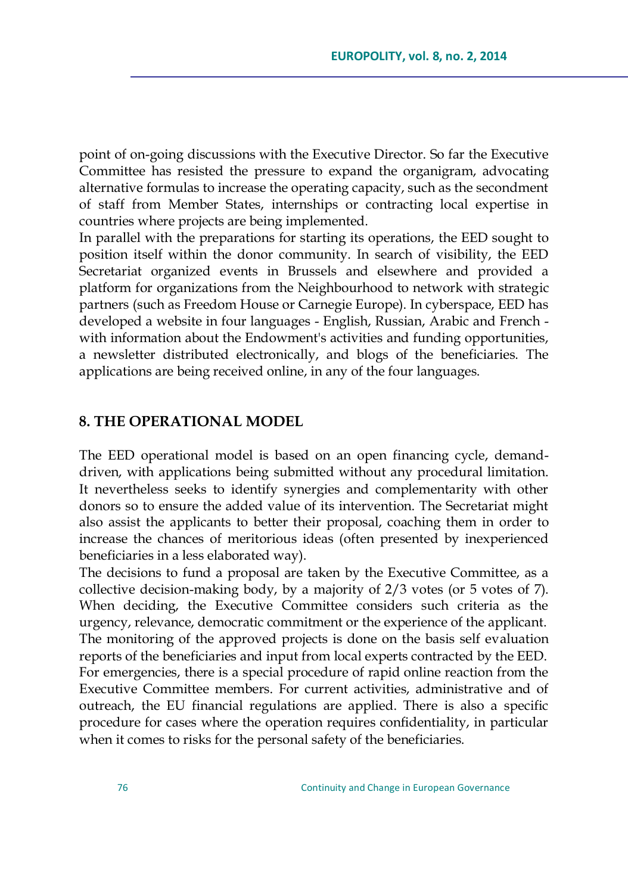point of on-going discussions with the Executive Director. So far the Executive Committee has resisted the pressure to expand the organigram, advocating alternative formulas to increase the operating capacity, such as the secondment of staff from Member States, internships or contracting local expertise in countries where projects are being implemented.

In parallel with the preparations for starting its operations, the EED sought to position itself within the donor community. In search of visibility, the EED Secretariat organized events in Brussels and elsewhere and provided a platform for organizations from the Neighbourhood to network with strategic partners (such as Freedom House or Carnegie Europe). In cyberspace, EED has developed a website in four languages - English, Russian, Arabic and French - with information about the Endowment's activities and funding opportunities, a newsletter distributed electronically, and blogs of the beneficiaries. The applications are being received online, in any of the four languages.

## 8. THE OPERATIONAL MODEL

The EED operational model is based on an open financing cycle, demand-driven, with applications being submitted without any procedural limitation. It nevertheless seeks to identify synergies and complementarity with other donors so to ensure the added value of its intervention. The Secretariat might also assist the applicants to better their proposal, coaching them in order to increase the chances of meritorious ideas (often presented by inexperienced beneficiaries in a less elaborated way).

The decisions to fund a proposal are taken by the Executive Committee, as a collective decision-making body, by a majority of 2/3 votes (or 5 votes of 7). When deciding, the Executive Committee considers such criteria as the urgency, relevance, democratic commitment or the experience of the applicant. The monitoring of the approved projects is done on the basis self evaluation reports of the beneficiaries and input from local experts contracted by the EED. For emergencies, there is a special procedure of rapid online reaction from the Executive Committee members. For current activities, administrative and of outreach, the EU financial regulations are applied. There is also a specific procedure for cases where the operation requires confidentiality, in particular when it comes to risks for the personal safety of the beneficiaries.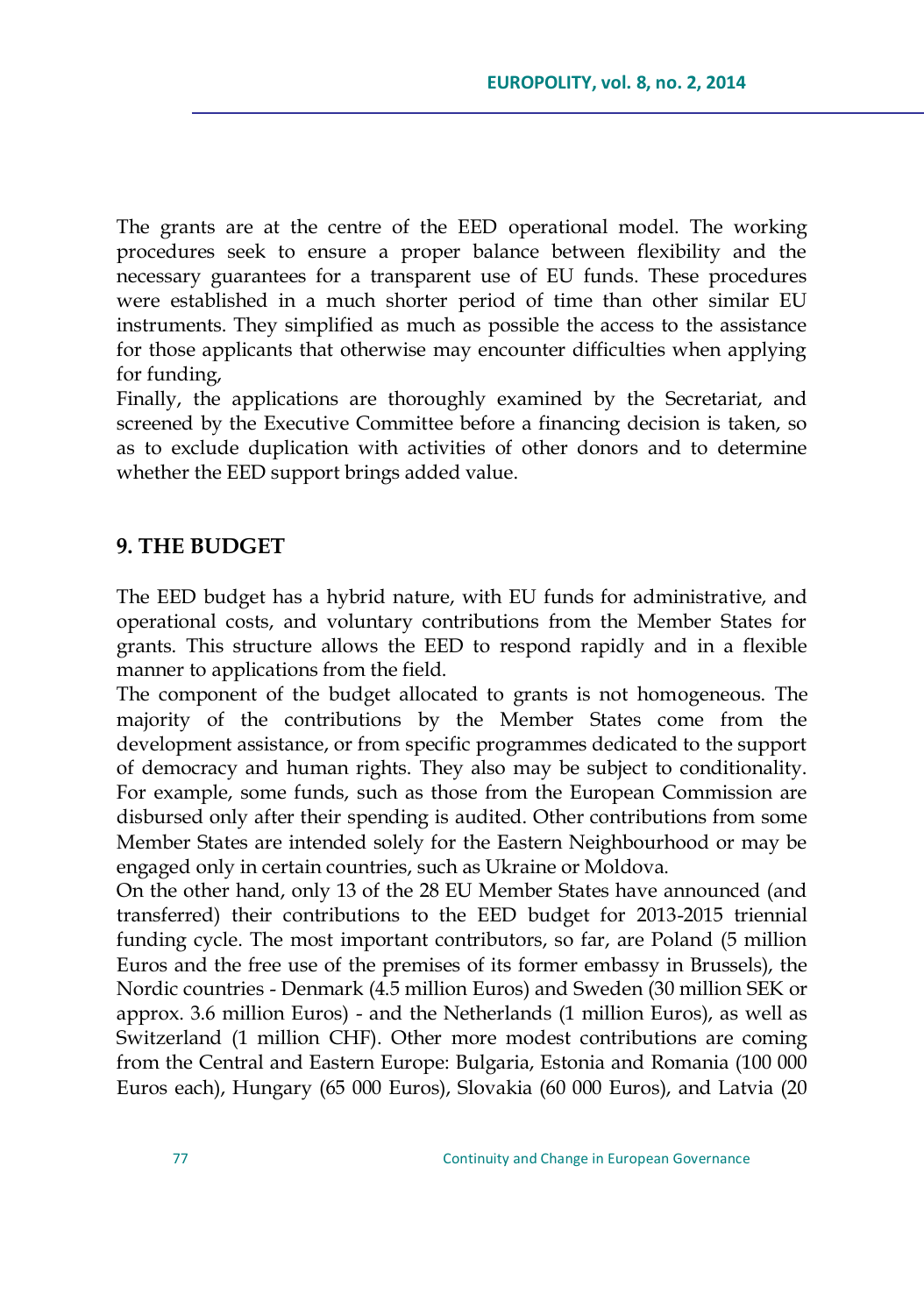The grants are at the centre of the EED operational model. The working procedures seek to ensure a proper balance between flexibility and the necessary guarantees for a transparent use of EU funds. These procedures were established in a much shorter period of time than other similar EU instruments. They simplified as much as possible the access to the assistance for those applicants that otherwise may encounter difficulties when applying for funding,

Finally, the applications are thoroughly examined by the Secretariat, and screened by the Executive Committee before a financing decision is taken, so as to exclude duplication with activities of other donors and to determine whether the EED support brings added value.

## 9. THE BUDGET

The EED budget has a hybrid nature, with EU funds for administrative, and operational costs, and voluntary contributions from the Member States for grants. This structure allows the EED to respond rapidly and in a flexible manner to applications from the field.

The component of the budget allocated to grants is not homogeneous. The majority of the contributions by the Member States come from the development assistance, or from specific programmes dedicated to the support of democracy and human rights. They also may be subject to conditionality. For example, some funds, such as those from the European Commission are disbursed only after their spending is audited. Other contributions from some Member States are intended solely for the Eastern Neighbourhood or may be engaged only in certain countries, such as Ukraine or Moldova.

On the other hand, only 13 of the 28 EU Member States have announced (and transferred) their contributions to the EED budget for 2013-2015 triennial funding cycle. The most important contributors, so far, are Poland (5 million Euros and the free use of the premises of its former embassy in Brussels), the Nordic countries - Denmark (4.5 million Euros) and Sweden (30 million SEK or approx. 3.6 million Euros) - and the Netherlands (1 million Euros), as well as Switzerland (1 million CHF). Other more modest contributions are coming from the Central and Eastern Europe: Bulgaria, Estonia and Romania (100 000 Euros each), Hungary (65 000 Euros), Slovakia (60 000 Euros), and Latvia (20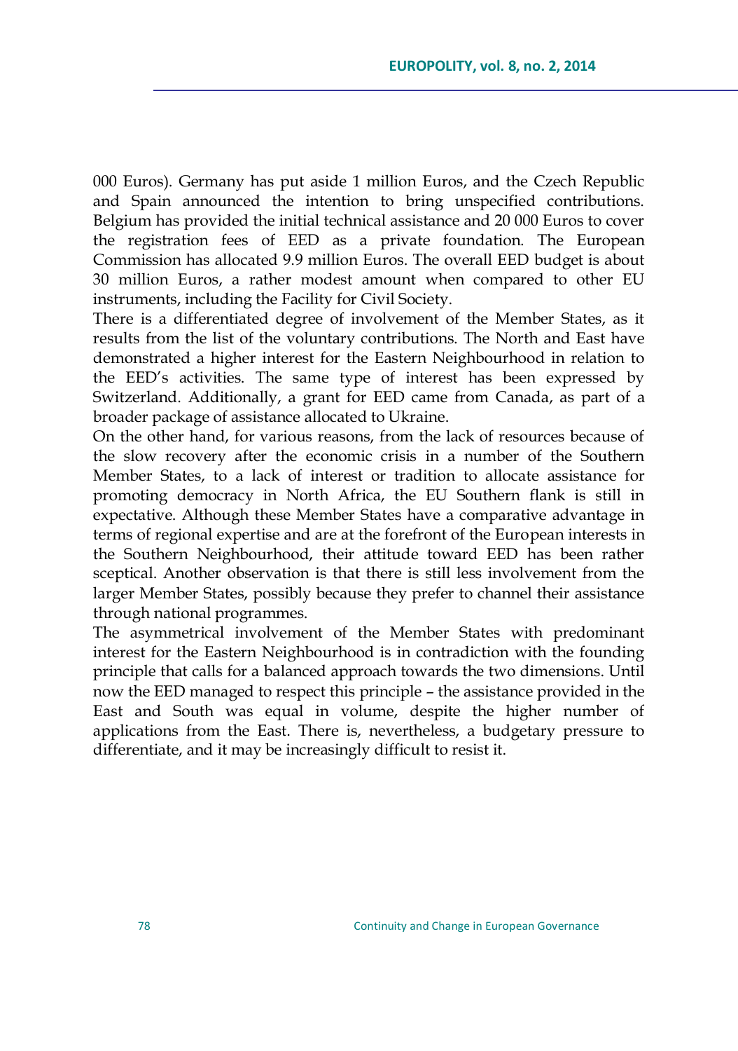000 Euros). Germany has put aside 1 million Euros, and the Czech Republic and Spain announced the intention to bring unspecified contributions. Belgium has provided the initial technical assistance and 20 000 Euros to cover the registration fees of EED as a private foundation. The European Commission has allocated 9.9 million Euros. The overall EED budget is about 30 million Euros, a rather modest amount when compared to other EU instruments, including the Facility for Civil Society.

There is a differentiated degree of involvement of the Member States, as it results from the list of the voluntary contributions. The North and East have demonstrated a higher interest for the Eastern Neighbourhood in relation to the EED's activities. The same type of interest has been expressed by Switzerland. Additionally, a grant for EED came from Canada, as part of a broader package of assistance allocated to Ukraine.

On the other hand, for various reasons, from the lack of resources because of the slow recovery after the economic crisis in a number of the Southern Member States, to a lack of interest or tradition to allocate assistance for promoting democracy in North Africa, the EU Southern flank is still in expectative. Although these Member States have a comparative advantage in terms of regional expertise and are at the forefront of the European interests in the Southern Neighbourhood, their attitude toward EED has been rather sceptical. Another observation is that there is still less involvement from the larger Member States, possibly because they prefer to channel their assistance through national programmes.

The asymmetrical involvement of the Member States with predominant interest for the Eastern Neighbourhood is in contradiction with the founding principle that calls for a balanced approach towards the two dimensions. Until now the EED managed to respect this principle – the assistance provided in the East and South was equal in volume, despite the higher number of applications from the East. There is, nevertheless, a budgetary pressure to differentiate, and it may be increasingly difficult to resist it.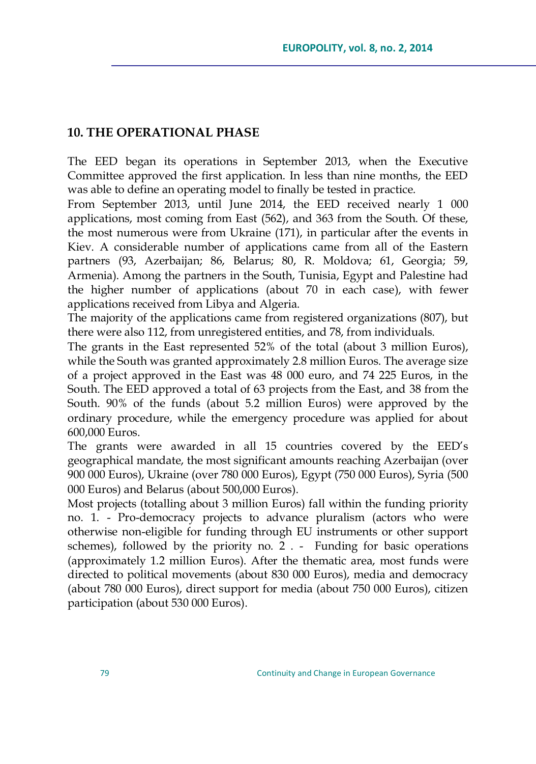## 10. THE OPERATIONAL PHASE

The EED began its operations in September 2013, when the Executive Committee approved the first application. In less than nine months, the EED was able to define an operating model to finally be tested in practice.

From September 2013, until June 2014, the EED received nearly 1 000 applications, most coming from East (562), and 363 from the South. Of these, the most numerous were from Ukraine (171), in particular after the events in Kiev. A considerable number of applications came from all of the Eastern partners (93, Azerbaijan; 86, Belarus; 80, R. Moldova; 61, Georgia; 59, Armenia). Among the partners in the South, Tunisia, Egypt and Palestine had the higher number of applications (about 70 in each case), with fewer applications received from Libya and Algeria.

The majority of the applications came from registered organizations (807), but there were also 112, from unregistered entities, and 78, from individuals.

The grants in the East represented 52% of the total (about 3 million Euros), while the South was granted approximately 2.8 million Euros. The average size of a project approved in the East was 48 000 euro, and 74 225 Euros, in the South. The EED approved a total of 63 projects from the East, and 38 from the South. 90% of the funds (about 5.2 million Euros) were approved by the ordinary procedure, while the emergency procedure was applied for about 600,000 Euros.

The grants were awarded in all 15 countries covered by the EED's geographical mandate, the most significant amounts reaching Azerbaijan (over 900 000 Euros), Ukraine (over 780 000 Euros), Egypt (750 000 Euros), Syria (500 000 Euros) and Belarus (about 500,000 Euros).

Most projects (totalling about 3 million Euros) fall within the funding priority no. 1. - Pro-democracy projects to advance pluralism (actors who were otherwise non-eligible for funding through EU instruments or other support schemes), followed by the priority no. 2 . - Funding for basic operations (approximately 1.2 million Euros). After the thematic area, most funds were directed to political movements (about 830 000 Euros), media and democracy (about 780 000 Euros), direct support for media (about 750 000 Euros), citizen participation (about 530 000 Euros).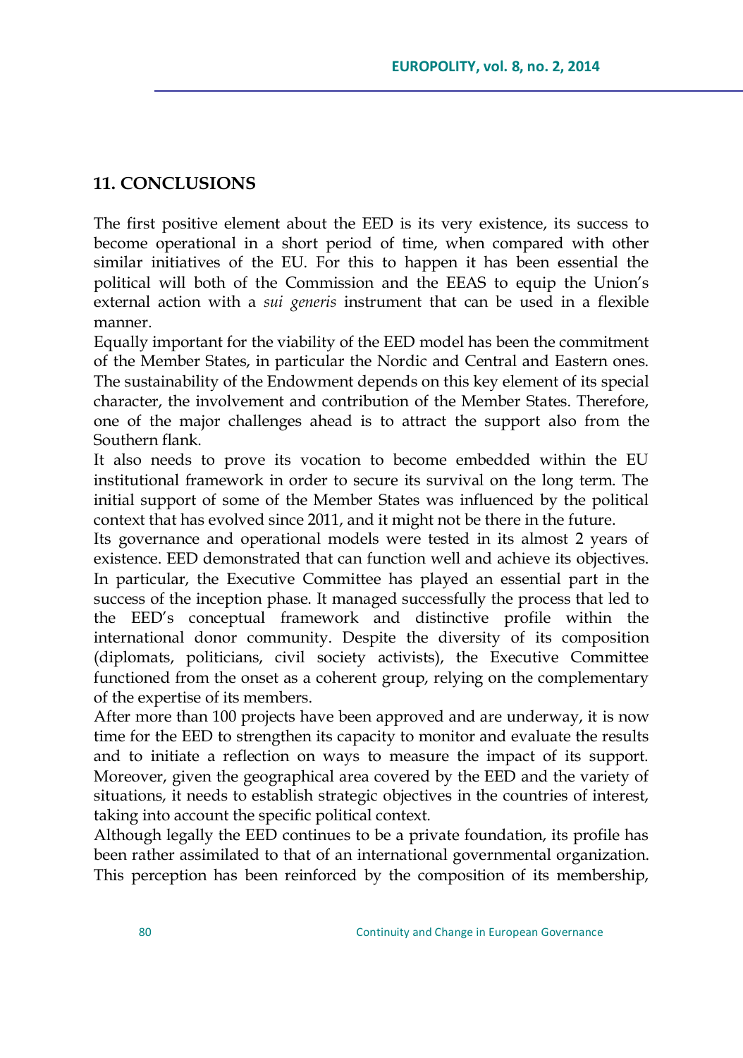## 11. CONCLUSIONS

The first positive element about the EED is its very existence, its success to become operational in a short period of time, when compared with other similar initiatives of the EU. For this to happen it has been essential the political will both of the Commission and the EEAS to equip the Union's external action with a *sui generis* instrument that can be used in a flexible manner.

Equally important for the viability of the EED model has been the commitment of the Member States, in particular the Nordic and Central and Eastern ones. The sustainability of the Endowment depends on this key element of its special character, the involvement and contribution of the Member States. Therefore, one of the major challenges ahead is to attract the support also from the Southern flank.

It also needs to prove its vocation to become embedded within the EU institutional framework in order to secure its survival on the long term. The initial support of some of the Member States was influenced by the political context that has evolved since 2011, and it might not be there in the future.

Its governance and operational models were tested in its almost 2 years of existence. EED demonstrated that can function well and achieve its objectives. In particular, the Executive Committee has played an essential part in the success of the inception phase. It managed successfully the process that led to the EED's conceptual framework and distinctive profile within the international donor community. Despite the diversity of its composition (diplomats, politicians, civil society activists), the Executive Committee functioned from the onset as a coherent group, relying on the complementary of the expertise of its members.

After more than 100 projects have been approved and are underway, it is now time for the EED to strengthen its capacity to monitor and evaluate the results and to initiate a reflection on ways to measure the impact of its support. Moreover, given the geographical area covered by the EED and the variety of situations, it needs to establish strategic objectives in the countries of interest, taking into account the specific political context.

Although legally the EED continues to be a private foundation, its profile has been rather assimilated to that of an international governmental organization. This perception has been reinforced by the composition of its membership,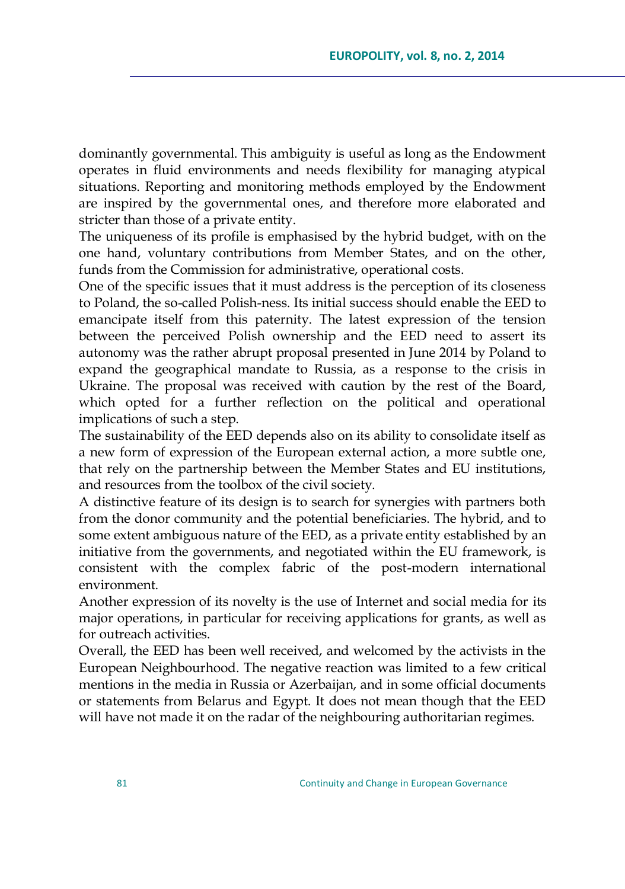dominantly governmental. This ambiguity is useful as long as the Endowment operates in fluid environments and needs flexibility for managing atypical situations. Reporting and monitoring methods employed by the Endowment are inspired by the governmental ones, and therefore more elaborated and stricter than those of a private entity.

The uniqueness of its profile is emphasised by the hybrid budget, with on the one hand, voluntary contributions from Member States, and on the other, funds from the Commission for administrative, operational costs.

One of the specific issues that it must address is the perception of its closeness to Poland, the so-called Polish-ness. Its initial success should enable the EED to emancipate itself from this paternity. The latest expression of the tension between the perceived Polish ownership and the EED need to assert its autonomy was the rather abrupt proposal presented in June 2014 by Poland to expand the geographical mandate to Russia, as a response to the crisis in Ukraine. The proposal was received with caution by the rest of the Board, which opted for a further reflection on the political and operational implications of such a step.

The sustainability of the EED depends also on its ability to consolidate itself as a new form of expression of the European external action, a more subtle one, that rely on the partnership between the Member States and EU institutions, and resources from the toolbox of the civil society.

A distinctive feature of its design is to search for synergies with partners both from the donor community and the potential beneficiaries. The hybrid, and to some extent ambiguous nature of the EED, as a private entity established by an initiative from the governments, and negotiated within the EU framework, is consistent with the complex fabric of the post-modern international environment.

Another expression of its novelty is the use of Internet and social media for its major operations, in particular for receiving applications for grants, as well as for outreach activities.

Overall, the EED has been well received, and welcomed by the activists in the European Neighbourhood. The negative reaction was limited to a few critical mentions in the media in Russia or Azerbaijan, and in some official documents or statements from Belarus and Egypt. It does not mean though that the EED will have not made it on the radar of the neighbouring authoritarian regimes.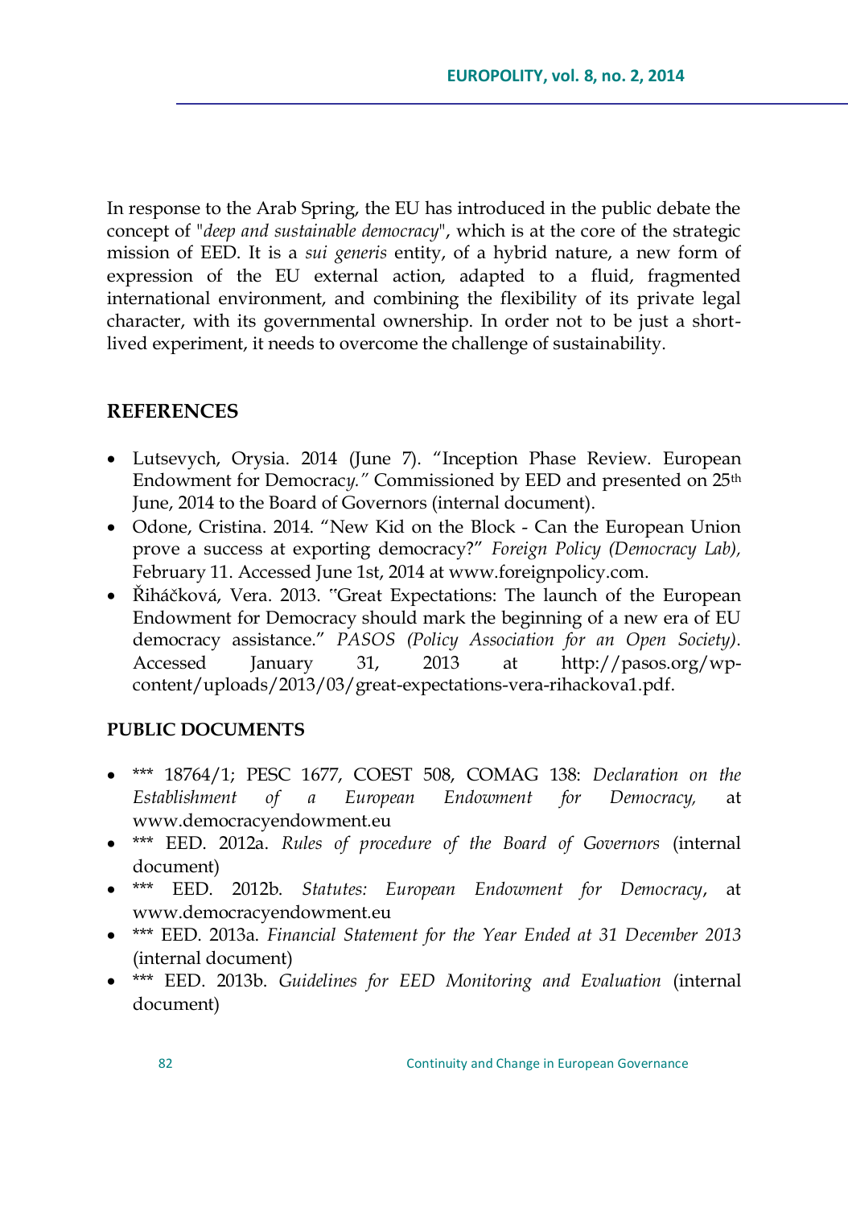In response to the Arab Spring, the EU has introduced in the public debate the concept of "*deep and sustainable democracy*", which is at the core of the strategic mission of EED. It is a *sui generis* entity, of a hybrid nature, a new form of expression of the EU external action, adapted to a fluid, fragmented international environment, and combining the flexibility of its private legal character, with its governmental ownership. In order not to be just a short-lived experiment, it needs to overcome the challenge of sustainability.

## REFERENCES

- Lutsevych, Orysia. 2014 (June 7). "Inception Phase Review. European Endowment for Democrac*y."* Commissioned by EED and presented on 25th June, 2014 to the Board of Governors (internal document).
- Odone, Cristina. 2014. "New Kid on the Block - Can the European Union prove a success at exporting democracy?" *Foreign Policy (Democracy Lab),* February 11. Accessed June 1st, 2014 at www.foreignpolicy.com.
- Řiháčková, Vera. 2013. "Great Expectations: The launch of the European Endowment for Democracy should mark the beginning of a new era of EU democracy assistance." *PASOS (Policy Association for an Open Society)*. Accessed January 31, 2013 at http://pasos.org/wp-content/uploads/2013/03/great-expectations-vera-rihackova1.pdf.

## PUBLIC DOCUMENTS

- *** 18764/1; PESC 1677, COEST 508, COMAG 138: *Declaration on the Establishment of a European Endowment for Democracy,* at www.democracyendowment.eu
- *** EED. 2012a. *Rules of procedure of the Board of Governors* (internal document)
- *** EED. 2012b. *Statutes: European Endowment for Democracy*, at www.democracyendowment.eu
- *** EED. 2013a. *Financial Statement for the Year Ended at 31 December 2013* (internal document)
- *** EED. 2013b. *Guidelines for EED Monitoring and Evaluation* (internal document)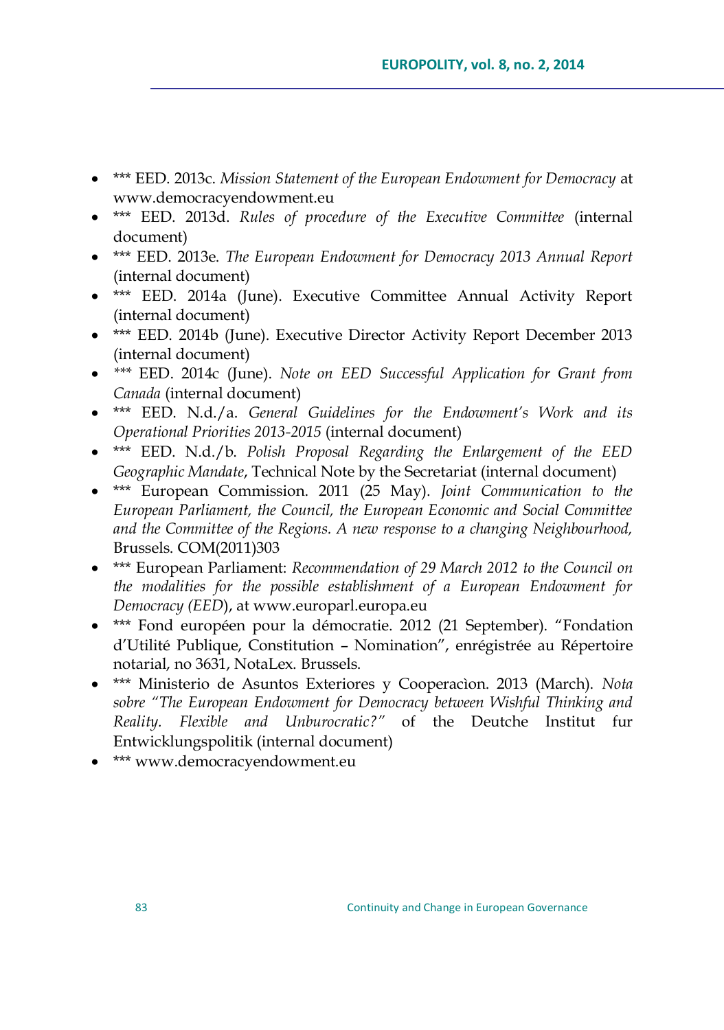- *** EED. 2013c. *Mission Statement of the European Endowment for Democracy* at www.democracyendowment.eu
- *** EED. 2013d. *Rules of procedure of the Executive Committee* (internal document)
- *** EED. 2013e. *The European Endowment for Democracy 2013 Annual Report* (internal document)
- *** EED. 2014a (June). Executive Committee Annual Activity Report (internal document)
- *** EED. 2014b (June). Executive Director Activity Report December 2013 (internal document)
- *** EED. 2014c (June). *Note on EED Successful Application for Grant from Canada* (internal document)
- *** EED. N.d./a. *General Guidelines for the Endowment's Work and its Operational Priorities 2013-2015* (internal document)
- *** EED. N.d./b. *Polish Proposal Regarding the Enlargement of the EED Geographic Mandate*, Technical Note by the Secretariat (internal document)
- *** European Commission. 2011 (25 May). *Joint Communication to the European Parliament, the Council, the European Economic and Social Committee and the Committee of the Regions. A new response to a changing Neighbourhood,* Brussels. COM(2011)303
- *** European Parliament: *Recommendation of 29 March 2012 to the Council on the modalities for the possible establishment of a European Endowment for Democracy (EED*), at www.europarl.europa.eu
- *** Fond européen pour la démocratie. 2012 (21 September). "Fondation d'Utilité Publique, Constitution – Nomination", enrégistrée au Répertoire notarial, no 3631, NotaLex. Brussels.
- *** Ministerio de Asuntos Exteriores y Cooperacìon. 2013 (March). *Nota sobre "The European Endowment for Democracy between Wishful Thinking and Reality. Flexible and Unburocratic?"* of the Deutche Institut fur Entwicklungspolitik (internal document)
- *** www.democracyendowment.eu